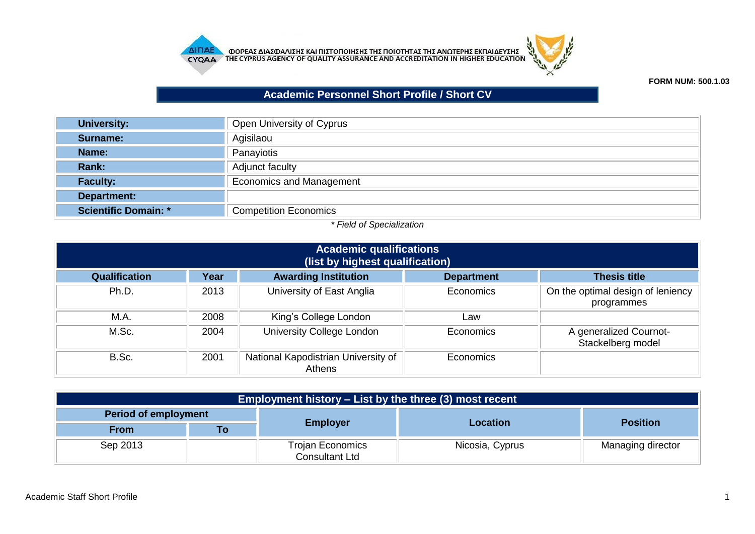ΦΟΡΕΑΣ ΔΙΑΣΦΑΛΙΣΗΣ ΚΑΙ ΠΙΣΤΟΠΟΙΗΣΗΣ ΤΗΣ ΠΟΙΟΤΗΤΑΣ ΤΗΣ ΑΝΩΤΕΡΗΣ ΕΚΠΑΙΔΕΥΣΗΣ
THE CYPRUS AGENCY OF QUALITY ASSURANCE AND ACCREDITATION IN HIGHER EDUCATION

**FORM NUM: 500.1.03**

# Academic Personnel Short Profile / Short CV

| | |
|---|---|
| **University:** | Open University of Cyprus |
| **Surname:** | Agisilaou |
| **Name:** | Panayiotis |
| **Rank:** | Adjunct faculty |
| **Faculty:** | Economics and Management |
| **Department:** | |
| **Scientific Domain: *** | Competition Economics |

*\* Field of Specialization*

## Academic qualifications (list by highest qualification)

| Qualification | Year | Awarding Institution | Department | Thesis title |
|---|---|---|---|---|
| Ph.D. | 2013 | University of East Anglia | Economics | On the optimal design of leniency programmes |
| M.A. | 2008 | King's College London | Law | |
| M.Sc. | 2004 | University College London | Economics | A generalized Cournot-Stackelberg model |
| B.Sc. | 2001 | National Kapodistrian University of Athens | Economics | |

## Employment history – List by the three (3) most recent

| Period of employment | | Employer | Location | Position |
|---|---|---|---|---|
| From | To | | | |
| Sep 2013 | | Trojan Economics Consultant Ltd | Nicosia, Cyprus | Managing director |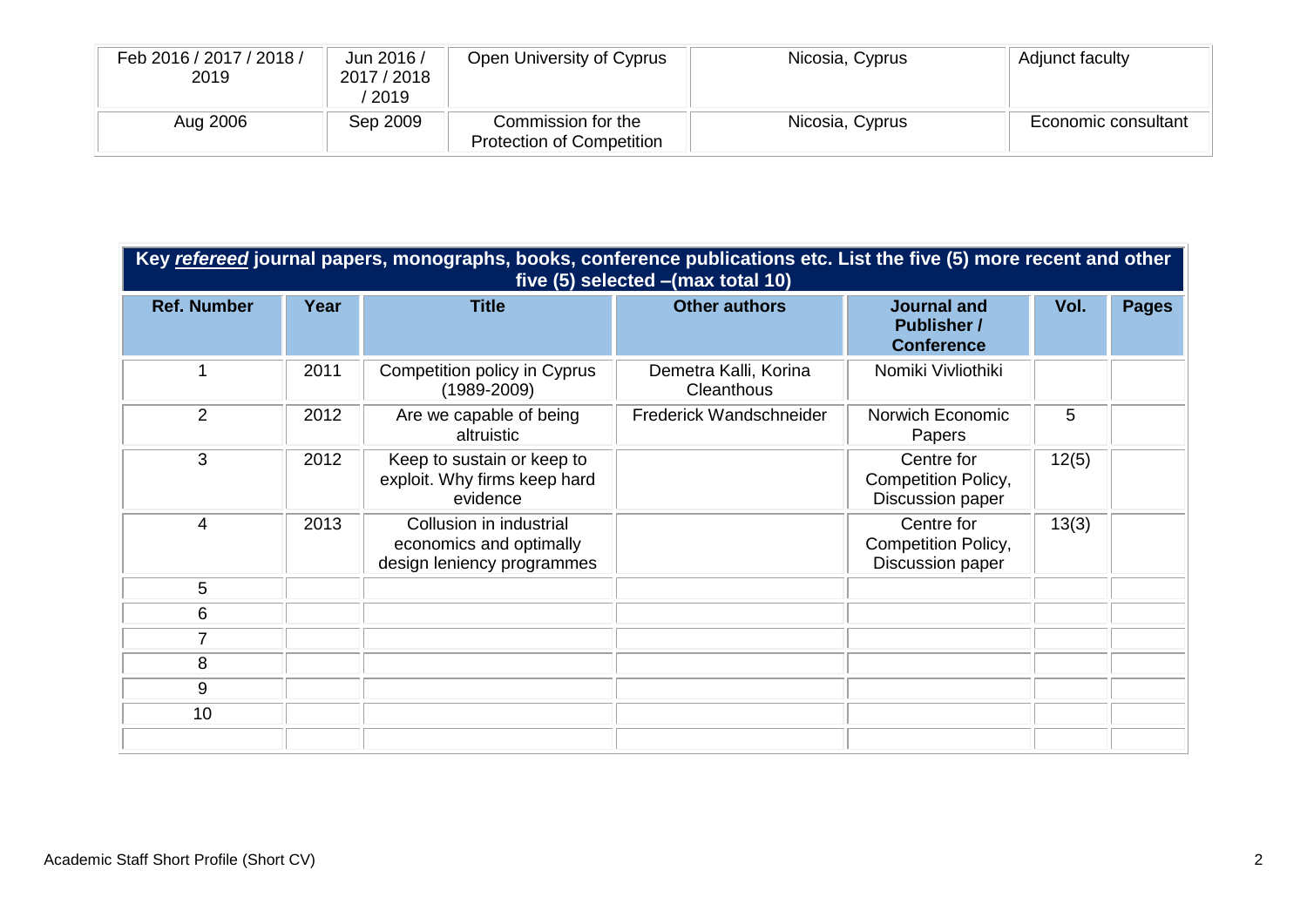| Feb 2016 / 2017 / 2018 / 2019 | Jun 2016 / 2017 / 2018 / 2019 | Open University of Cyprus | Nicosia, Cyprus | Adjunct faculty |
|---|---|---|---|---|
| Aug 2006 | Sep 2009 | Commission for the Protection of Competition | Nicosia, Cyprus | Economic consultant |

**Key *refereed* journal papers, monographs, books, conference publications etc. List the five (5) more recent and other five (5) selected –(max total 10)**

| Ref. Number | Year | Title | Other authors | Journal and Publisher / Conference | Vol. | Pages |
|---|---|---|---|---|---|---|
| 1 | 2011 | Competition policy in Cyprus (1989-2009) | Demetra Kalli, Korina Cleanthous | Nomiki Vivliothiki | | |
| 2 | 2012 | Are we capable of being altruistic | Frederick Wandschneider | Norwich Economic Papers | 5 | |
| 3 | 2012 | Keep to sustain or keep to exploit. Why firms keep hard evidence | | Centre for Competition Policy, Discussion paper | 12(5) | |
| 4 | 2013 | Collusion in industrial economics and optimally design leniency programmes | | Centre for Competition Policy, Discussion paper | 13(3) | |
| 5 | | | | | | |
| 6 | | | | | | |
| 7 | | | | | | |
| 8 | | | | | | |
| 9 | | | | | | |
| 10 | | | | | | |
| | | | | | | |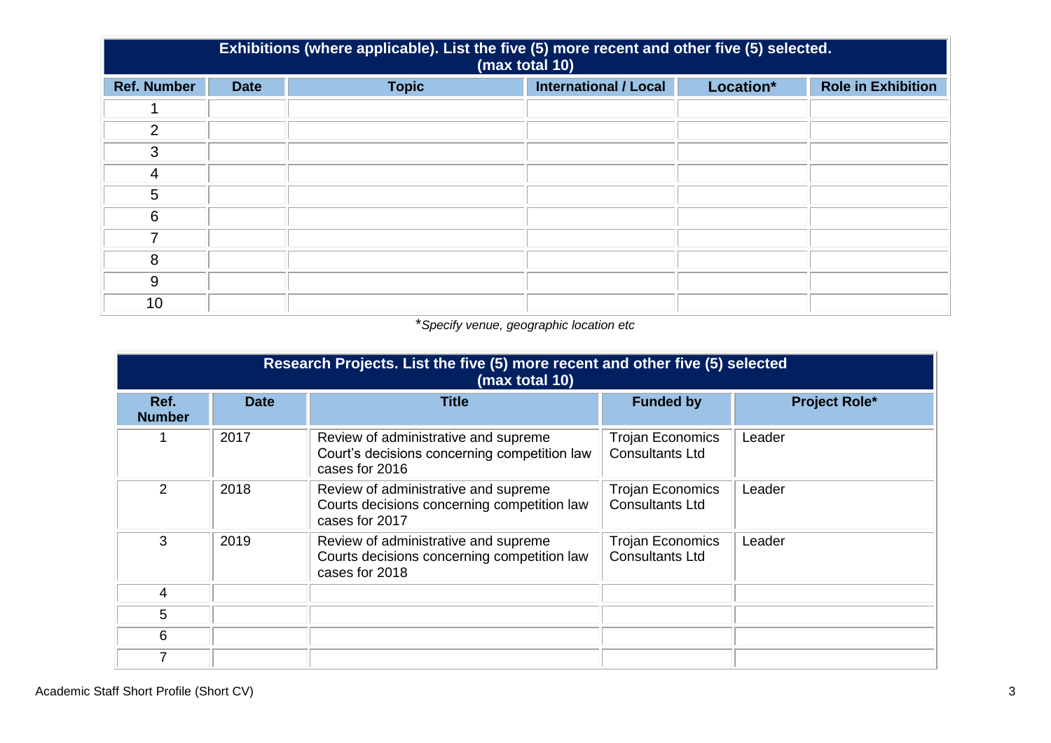| Exhibitions (where applicable). List the five (5) more recent and other five (5) selected. (max total 10) | | | | | |
|---|---|---|---|---|---|
| **Ref. Number** | **Date** | **Topic** | **International / Local** | **Location*** | **Role in Exhibition** |
| 1 | | | | | |
| 2 | | | | | |
| 3 | | | | | |
| 4 | | | | | |
| 5 | | | | | |
| 6 | | | | | |
| 7 | | | | | |
| 8 | | | | | |
| 9 | | | | | |
| 10 | | | | | |

**Specify venue, geographic location etc*

| Research Projects. List the five (5) more recent and other five (5) selected (max total 10) | | | | |
|---|---|---|---|---|
| **Ref. Number** | **Date** | **Title** | **Funded by** | **Project Role*** |
| 1 | 2017 | Review of administrative and supreme Court's decisions concerning competition law cases for 2016 | Trojan Economics Consultants Ltd | Leader |
| 2 | 2018 | Review of administrative and supreme Courts decisions concerning competition law cases for 2017 | Trojan Economics Consultants Ltd | Leader |
| 3 | 2019 | Review of administrative and supreme Courts decisions concerning competition law cases for 2018 | Trojan Economics Consultants Ltd | Leader |
| 4 | | | | |
| 5 | | | | |
| 6 | | | | |
| 7 | | | | |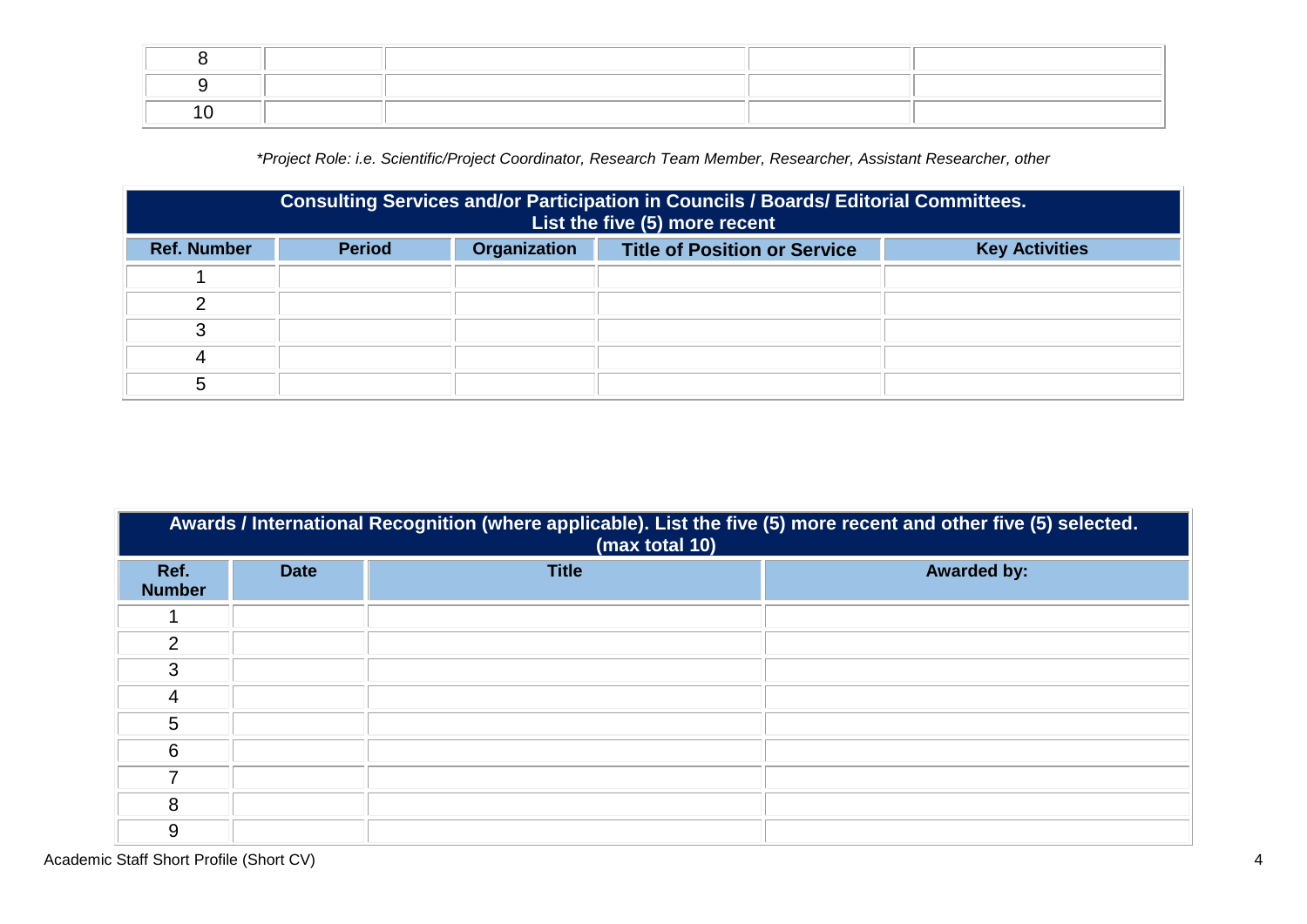| | | | | |
|---|---|---|---|---|
| 8 | | | | |
| 9 | | | | |
| 10 | | | | |

*\*Project Role: i.e. Scientific/Project Coordinator, Research Team Member, Researcher, Assistant Researcher, other*

| **Consulting Services and/or Participation in Councils / Boards/ Editorial Committees. List the five (5) more recent** | | | | |
|---|---|---|---|---|
| **Ref. Number** | **Period** | **Organization** | **Title of Position or Service** | **Key Activities** |
| 1 | | | | |
| 2 | | | | |
| 3 | | | | |
| 4 | | | | |
| 5 | | | | |

| **Awards / International Recognition (where applicable). List the five (5) more recent and other five (5) selected. (max total 10)** | | | |
|---|---|---|---|
| **Ref. Number** | **Date** | **Title** | **Awarded by:** |
| 1 | | | |
| 2 | | | |
| 3 | | | |
| 4 | | | |
| 5 | | | |
| 6 | | | |
| 7 | | | |
| 8 | | | |
| 9 | | | |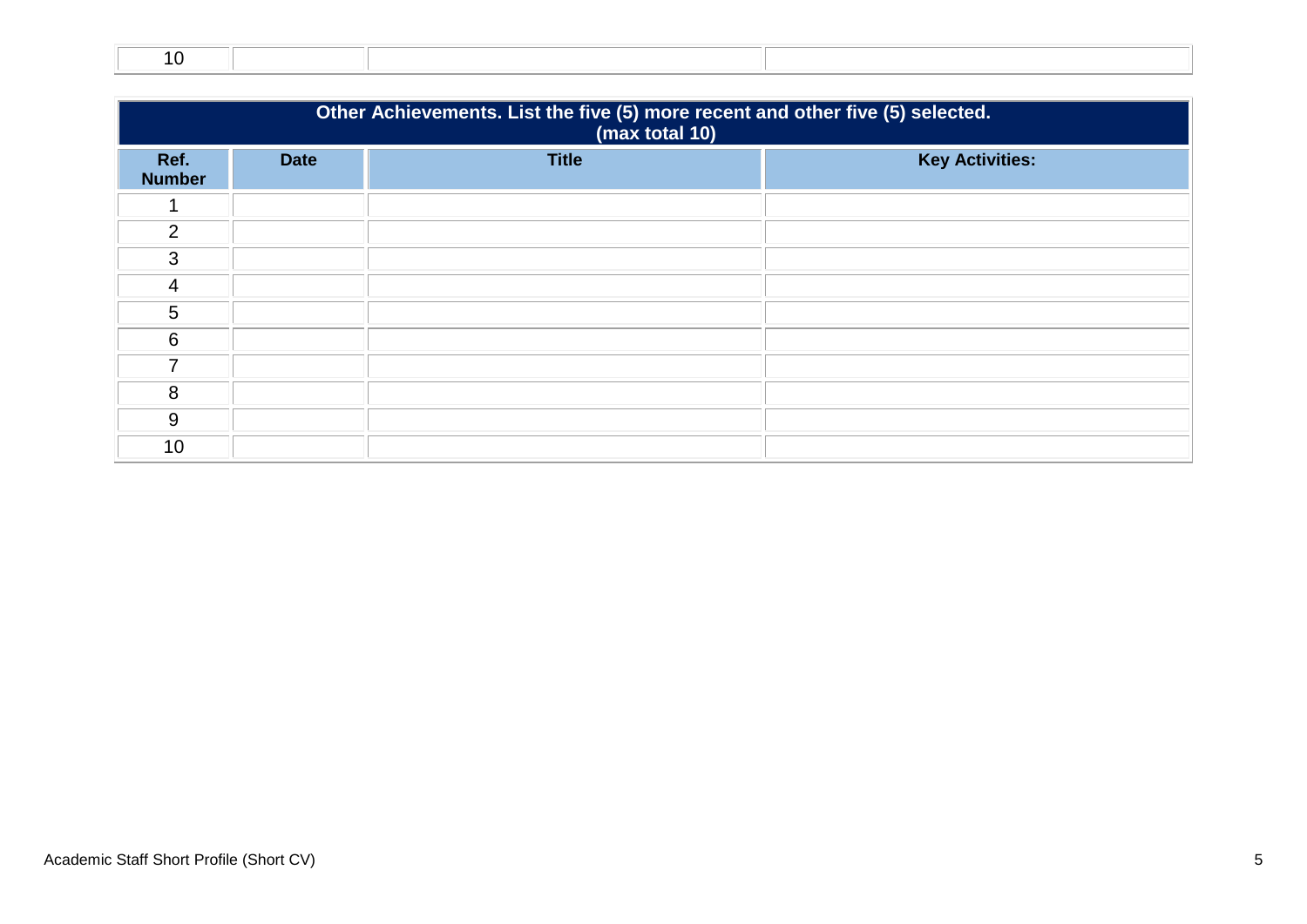| | | | |
|---|---|---|---|
| 10 | | | |

| Other Achievements. List the five (5) more recent and other five (5) selected. (max total 10) | | | |
|---|---|---|---|
| **Ref. Number** | **Date** | **Title** | **Key Activities:** |
| 1 | | | |
| 2 | | | |
| 3 | | | |
| 4 | | | |
| 5 | | | |
| 6 | | | |
| 7 | | | |
| 8 | | | |
| 9 | | | |
| 10 | | | |